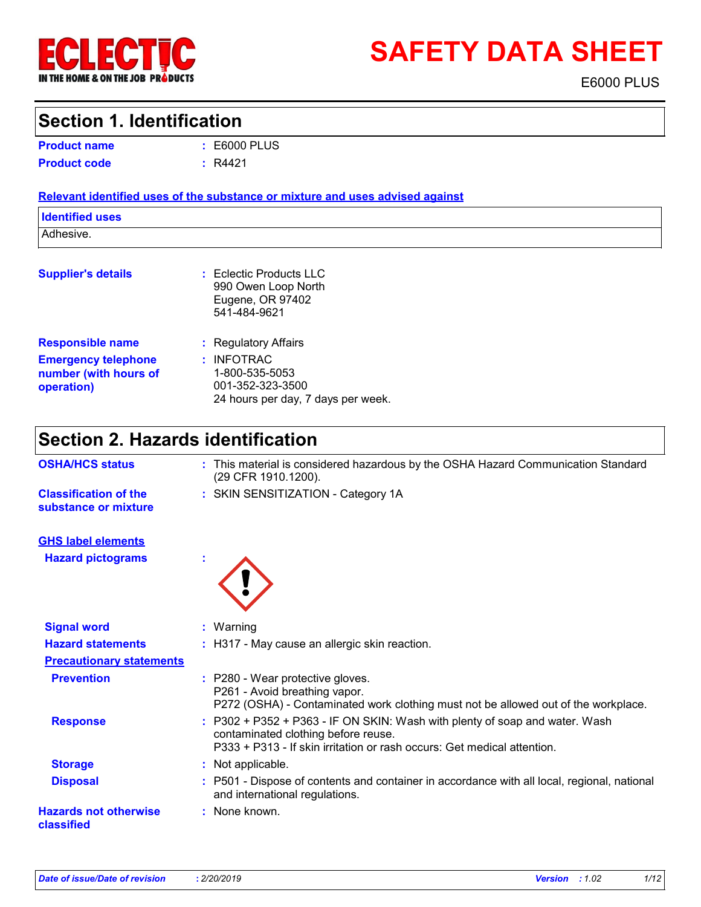# SAFETY DATA SHEET

E6000 PLUS

## Section 1. Identification

**Product name** : E6000 PLUS

**Product code** : R4421

**Relevant identified uses of the substance or mixture and uses advised against**

| Identified uses |
|---|
| Adhesive. |

**Supplier's details** : Eclectic Products LLC
990 Owen Loop North
Eugene, OR 97402
541-484-9621

**Responsible name** : Regulatory Affairs

**Emergency telephone number (with hours of operation)** : INFOTRAC
1-800-535-5053
001-352-323-3500
24 hours per day, 7 days per week.

## Section 2. Hazards identification

**OSHA/HCS status** : This material is considered hazardous by the OSHA Hazard Communication Standard (29 CFR 1910.1200).

**Classification of the substance or mixture** : SKIN SENSITIZATION - Category 1A

**GHS label elements**

**Hazard pictograms** :

**Signal word** : Warning

**Hazard statements** : H317 - May cause an allergic skin reaction.

**Precautionary statements**

**Prevention** : P280 - Wear protective gloves.
P261 - Avoid breathing vapor.
P272 (OSHA) - Contaminated work clothing must not be allowed out of the workplace.

**Response** : P302 + P352 + P363 - IF ON SKIN: Wash with plenty of soap and water. Wash contaminated clothing before reuse.
P333 + P313 - If skin irritation or rash occurs: Get medical attention.

**Storage** : Not applicable.

**Disposal** : P501 - Dispose of contents and container in accordance with all local, regional, national and international regulations.

**Hazards not otherwise classified** : None known.

*Date of issue/Date of revision* : *2/20/2019* *Version* : *1.02*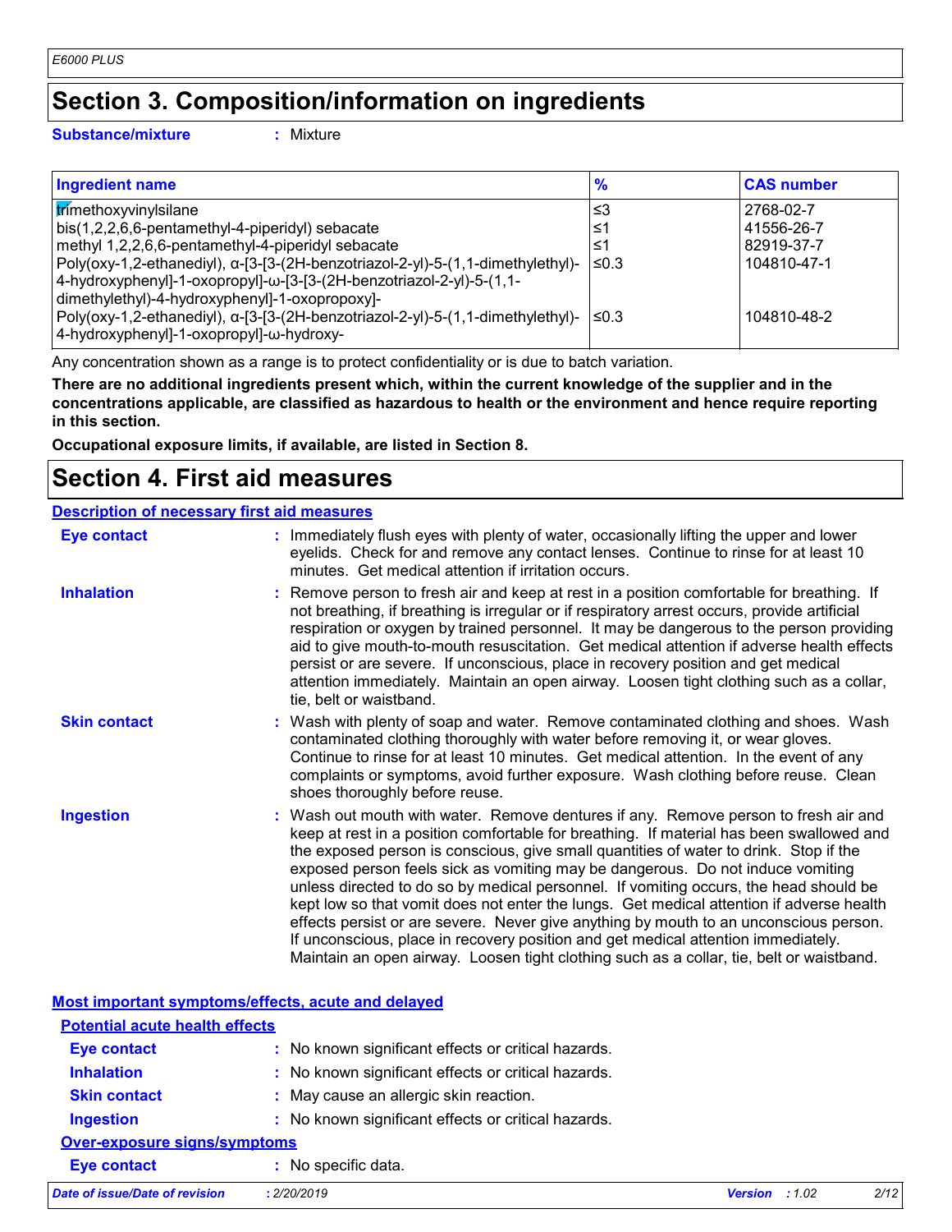# Section 3. Composition/information on ingredients

**Substance/mixture** : Mixture

| Ingredient name | % | CAS number |
|---|---|---|
| trimethoxyvinylsilane | ≤3 | 2768-02-7 |
| bis(1,2,2,6,6-pentamethyl-4-piperidyl) sebacate | ≤1 | 41556-26-7 |
| methyl 1,2,2,6,6-pentamethyl-4-piperidyl sebacate | ≤1 | 82919-37-7 |
| Poly(oxy-1,2-ethanediyl), α-[3-[3-(2H-benzotriazol-2-yl)-5-(1,1-dimethylethyl)-4-hydroxyphenyl]-1-oxopropyl]-ω-[3-[3-(2H-benzotriazol-2-yl)-5-(1,1-dimethylethyl)-4-hydroxyphenyl]-1-oxopropoxy]- | ≤0.3 | 104810-47-1 |
| Poly(oxy-1,2-ethanediyl), α-[3-[3-(2H-benzotriazol-2-yl)-5-(1,1-dimethylethyl)-4-hydroxyphenyl]-1-oxopropyl]-ω-hydroxy- | ≤0.3 | 104810-48-2 |

Any concentration shown as a range is to protect confidentiality or is due to batch variation.

**There are no additional ingredients present which, within the current knowledge of the supplier and in the concentrations applicable, are classified as hazardous to health or the environment and hence require reporting in this section.**

**Occupational exposure limits, if available, are listed in Section 8.**

# Section 4. First aid measures

## Description of necessary first aid measures

**Eye contact** : Immediately flush eyes with plenty of water, occasionally lifting the upper and lower eyelids. Check for and remove any contact lenses. Continue to rinse for at least 10 minutes. Get medical attention if irritation occurs.

**Inhalation** : Remove person to fresh air and keep at rest in a position comfortable for breathing. If not breathing, if breathing is irregular or if respiratory arrest occurs, provide artificial respiration or oxygen by trained personnel. It may be dangerous to the person providing aid to give mouth-to-mouth resuscitation. Get medical attention if adverse health effects persist or are severe. If unconscious, place in recovery position and get medical attention immediately. Maintain an open airway. Loosen tight clothing such as a collar, tie, belt or waistband.

**Skin contact** : Wash with plenty of soap and water. Remove contaminated clothing and shoes. Wash contaminated clothing thoroughly with water before removing it, or wear gloves. Continue to rinse for at least 10 minutes. Get medical attention. In the event of any complaints or symptoms, avoid further exposure. Wash clothing before reuse. Clean shoes thoroughly before reuse.

**Ingestion** : Wash out mouth with water. Remove dentures if any. Remove person to fresh air and keep at rest in a position comfortable for breathing. If material has been swallowed and the exposed person is conscious, give small quantities of water to drink. Stop if the exposed person feels sick as vomiting may be dangerous. Do not induce vomiting unless directed to do so by medical personnel. If vomiting occurs, the head should be kept low so that vomit does not enter the lungs. Get medical attention if adverse health effects persist or are severe. Never give anything by mouth to an unconscious person. If unconscious, place in recovery position and get medical attention immediately. Maintain an open airway. Loosen tight clothing such as a collar, tie, belt or waistband.

## Most important symptoms/effects, acute and delayed

### Potential acute health effects

**Eye contact** : No known significant effects or critical hazards.

**Inhalation** : No known significant effects or critical hazards.

**Skin contact** : May cause an allergic skin reaction.

**Ingestion** : No known significant effects or critical hazards.

### Over-exposure signs/symptoms

**Eye contact** : No specific data.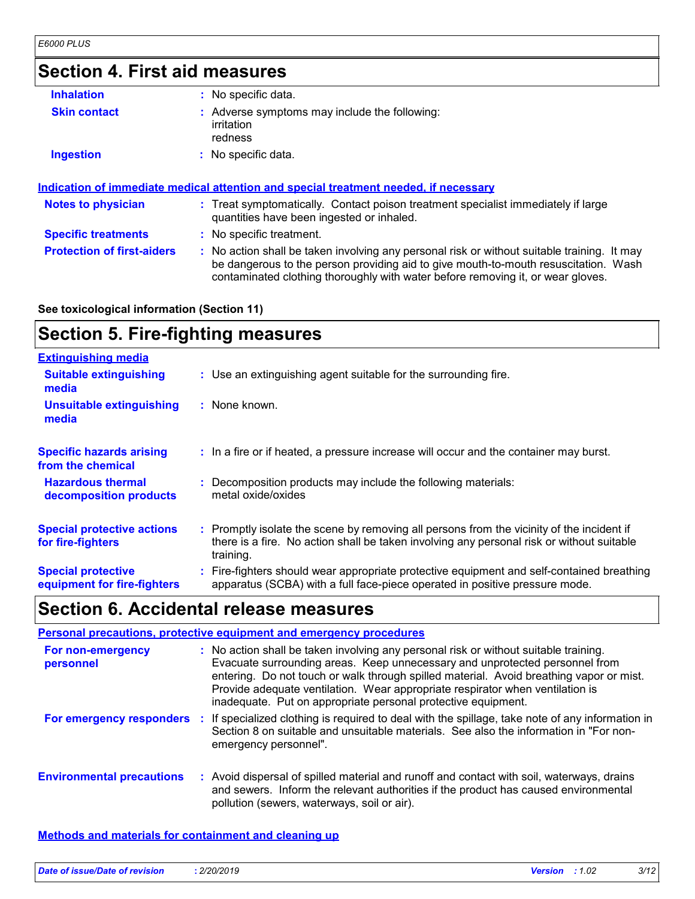## Section 4. First aid measures

| | |
|---|---|
| **Inhalation** | : No specific data. |
| **Skin contact** | : Adverse symptoms may include the following:<br>irritation<br>redness |
| **Ingestion** | : No specific data. |

**Indication of immediate medical attention and special treatment needed, if necessary**

| | |
|---|---|
| **Notes to physician** | : Treat symptomatically. Contact poison treatment specialist immediately if large quantities have been ingested or inhaled. |
| **Specific treatments** | : No specific treatment. |
| **Protection of first-aiders** | : No action shall be taken involving any personal risk or without suitable training. It may be dangerous to the person providing aid to give mouth-to-mouth resuscitation. Wash contaminated clothing thoroughly with water before removing it, or wear gloves. |

**See toxicological information (Section 11)**

## Section 5. Fire-fighting measures

**Extinguishing media**

| | |
|---|---|
| **Suitable extinguishing media** | : Use an extinguishing agent suitable for the surrounding fire. |
| **Unsuitable extinguishing media** | : None known. |
| **Specific hazards arising from the chemical** | : In a fire or if heated, a pressure increase will occur and the container may burst. |
| **Hazardous thermal decomposition products** | : Decomposition products may include the following materials:<br>metal oxide/oxides |
| **Special protective actions for fire-fighters** | : Promptly isolate the scene by removing all persons from the vicinity of the incident if there is a fire. No action shall be taken involving any personal risk or without suitable training. |
| **Special protective equipment for fire-fighters** | : Fire-fighters should wear appropriate protective equipment and self-contained breathing apparatus (SCBA) with a full face-piece operated in positive pressure mode. |

## Section 6. Accidental release measures

**Personal precautions, protective equipment and emergency procedures**

| | |
|---|---|
| **For non-emergency personnel** | : No action shall be taken involving any personal risk or without suitable training. Evacuate surrounding areas. Keep unnecessary and unprotected personnel from entering. Do not touch or walk through spilled material. Avoid breathing vapor or mist. Provide adequate ventilation. Wear appropriate respirator when ventilation is inadequate. Put on appropriate personal protective equipment. |
| **For emergency responders** | : If specialized clothing is required to deal with the spillage, take note of any information in Section 8 on suitable and unsuitable materials. See also the information in "For non-emergency personnel". |
| **Environmental precautions** | : Avoid dispersal of spilled material and runoff and contact with soil, waterways, drains and sewers. Inform the relevant authorities if the product has caused environmental pollution (sewers, waterways, soil or air). |

**Methods and materials for containment and cleaning up**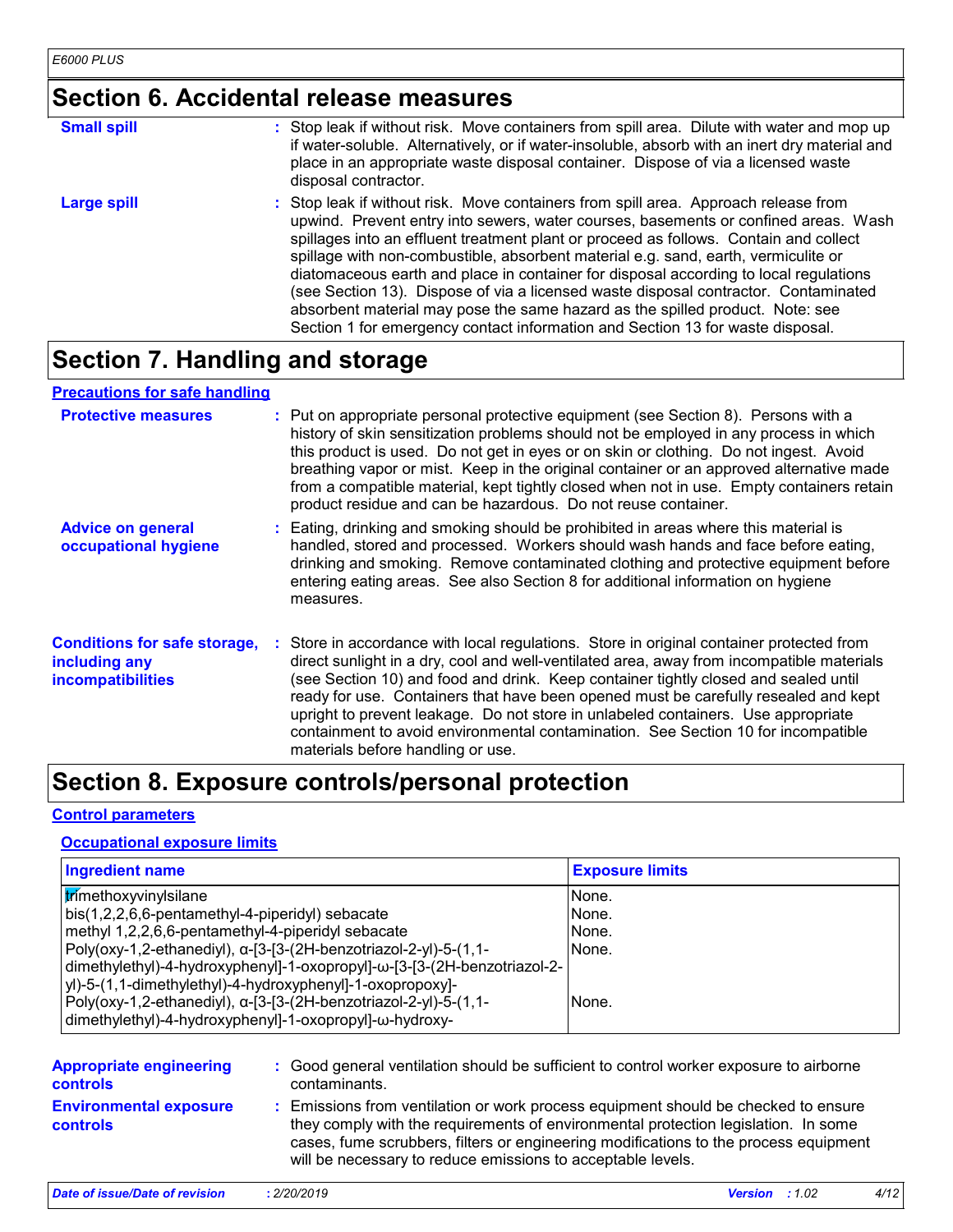## Section 6. Accidental release measures

**Small spill** : Stop leak if without risk. Move containers from spill area. Dilute with water and mop up if water-soluble. Alternatively, or if water-insoluble, absorb with an inert dry material and place in an appropriate waste disposal container. Dispose of via a licensed waste disposal contractor.

**Large spill** : Stop leak if without risk. Move containers from spill area. Approach release from upwind. Prevent entry into sewers, water courses, basements or confined areas. Wash spillages into an effluent treatment plant or proceed as follows. Contain and collect spillage with non-combustible, absorbent material e.g. sand, earth, vermiculite or diatomaceous earth and place in container for disposal according to local regulations (see Section 13). Dispose of via a licensed waste disposal contractor. Contaminated absorbent material may pose the same hazard as the spilled product. Note: see Section 1 for emergency contact information and Section 13 for waste disposal.

## Section 7. Handling and storage

### Precautions for safe handling

**Protective measures** : Put on appropriate personal protective equipment (see Section 8). Persons with a history of skin sensitization problems should not be employed in any process in which this product is used. Do not get in eyes or on skin or clothing. Do not ingest. Avoid breathing vapor or mist. Keep in the original container or an approved alternative made from a compatible material, kept tightly closed when not in use. Empty containers retain product residue and can be hazardous. Do not reuse container.

**Advice on general occupational hygiene** : Eating, drinking and smoking should be prohibited in areas where this material is handled, stored and processed. Workers should wash hands and face before eating, drinking and smoking. Remove contaminated clothing and protective equipment before entering eating areas. See also Section 8 for additional information on hygiene measures.

**Conditions for safe storage, including any incompatibilities** : Store in accordance with local regulations. Store in original container protected from direct sunlight in a dry, cool and well-ventilated area, away from incompatible materials (see Section 10) and food and drink. Keep container tightly closed and sealed until ready for use. Containers that have been opened must be carefully resealed and kept upright to prevent leakage. Do not store in unlabeled containers. Use appropriate containment to avoid environmental contamination. See Section 10 for incompatible materials before handling or use.

## Section 8. Exposure controls/personal protection

### Control parameters

#### Occupational exposure limits

| Ingredient name | Exposure limits |
| --- | --- |
| trimethoxyvinylsilane | None. |
| bis(1,2,2,6,6-pentamethyl-4-piperidyl) sebacate | None. |
| methyl 1,2,2,6,6-pentamethyl-4-piperidyl sebacate | None. |
| Poly(oxy-1,2-ethanediyl), α-[3-[3-(2H-benzotriazol-2-yl)-5-(1,1-dimethylethyl)-4-hydroxyphenyl]-1-oxopropyl]-ω-[3-[3-(2H-benzotriazol-2-yl)-5-(1,1-dimethylethyl)-4-hydroxyphenyl]-1-oxopropoxy]- | None. |
| Poly(oxy-1,2-ethanediyl), α-[3-[3-(2H-benzotriazol-2-yl)-5-(1,1-dimethylethyl)-4-hydroxyphenyl]-1-oxopropyl]-ω-hydroxy- | None. |

**Appropriate engineering controls** : Good general ventilation should be sufficient to control worker exposure to airborne contaminants.

**Environmental exposure controls** : Emissions from ventilation or work process equipment should be checked to ensure they comply with the requirements of environmental protection legislation. In some cases, fume scrubbers, filters or engineering modifications to the process equipment will be necessary to reduce emissions to acceptable levels.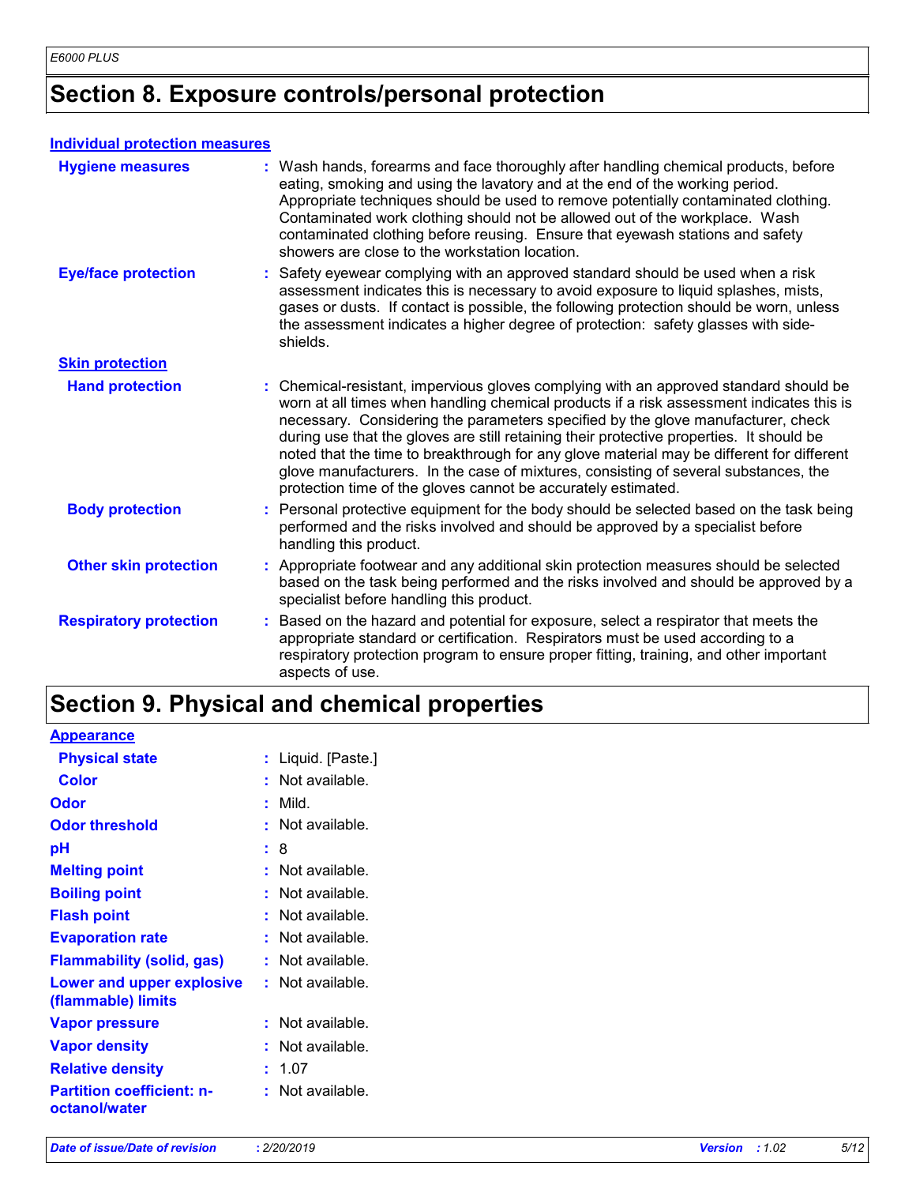# Section 8. Exposure controls/personal protection

**Individual protection measures**

| | |
|---|---|
| **Hygiene measures** | : Wash hands, forearms and face thoroughly after handling chemical products, before eating, smoking and using the lavatory and at the end of the working period. Appropriate techniques should be used to remove potentially contaminated clothing. Contaminated work clothing should not be allowed out of the workplace. Wash contaminated clothing before reusing. Ensure that eyewash stations and safety showers are close to the workstation location. |
| **Eye/face protection** | : Safety eyewear complying with an approved standard should be used when a risk assessment indicates this is necessary to avoid exposure to liquid splashes, mists, gases or dusts. If contact is possible, the following protection should be worn, unless the assessment indicates a higher degree of protection: safety glasses with side-shields. |

**Skin protection**

| | |
|---|---|
| **Hand protection** | : Chemical-resistant, impervious gloves complying with an approved standard should be worn at all times when handling chemical products if a risk assessment indicates this is necessary. Considering the parameters specified by the glove manufacturer, check during use that the gloves are still retaining their protective properties. It should be noted that the time to breakthrough for any glove material may be different for different glove manufacturers. In the case of mixtures, consisting of several substances, the protection time of the gloves cannot be accurately estimated. |
| **Body protection** | : Personal protective equipment for the body should be selected based on the task being performed and the risks involved and should be approved by a specialist before handling this product. |
| **Other skin protection** | : Appropriate footwear and any additional skin protection measures should be selected based on the task being performed and the risks involved and should be approved by a specialist before handling this product. |
| **Respiratory protection** | : Based on the hazard and potential for exposure, select a respirator that meets the appropriate standard or certification. Respirators must be used according to a respiratory protection program to ensure proper fitting, training, and other important aspects of use. |

# Section 9. Physical and chemical properties

**Appearance**

| | |
|---|---|
| **Physical state** | : Liquid. [Paste.] |
| **Color** | : Not available. |
| **Odor** | : Mild. |
| **Odor threshold** | : Not available. |
| **pH** | : 8 |
| **Melting point** | : Not available. |
| **Boiling point** | : Not available. |
| **Flash point** | : Not available. |
| **Evaporation rate** | : Not available. |
| **Flammability (solid, gas)** | : Not available. |
| **Lower and upper explosive (flammable) limits** | : Not available. |
| **Vapor pressure** | : Not available. |
| **Vapor density** | : Not available. |
| **Relative density** | : 1.07 |
| **Partition coefficient: n-octanol/water** | : Not available. |

*Date of issue/Date of revision* : *2/20/2019* *Version* : *1.02*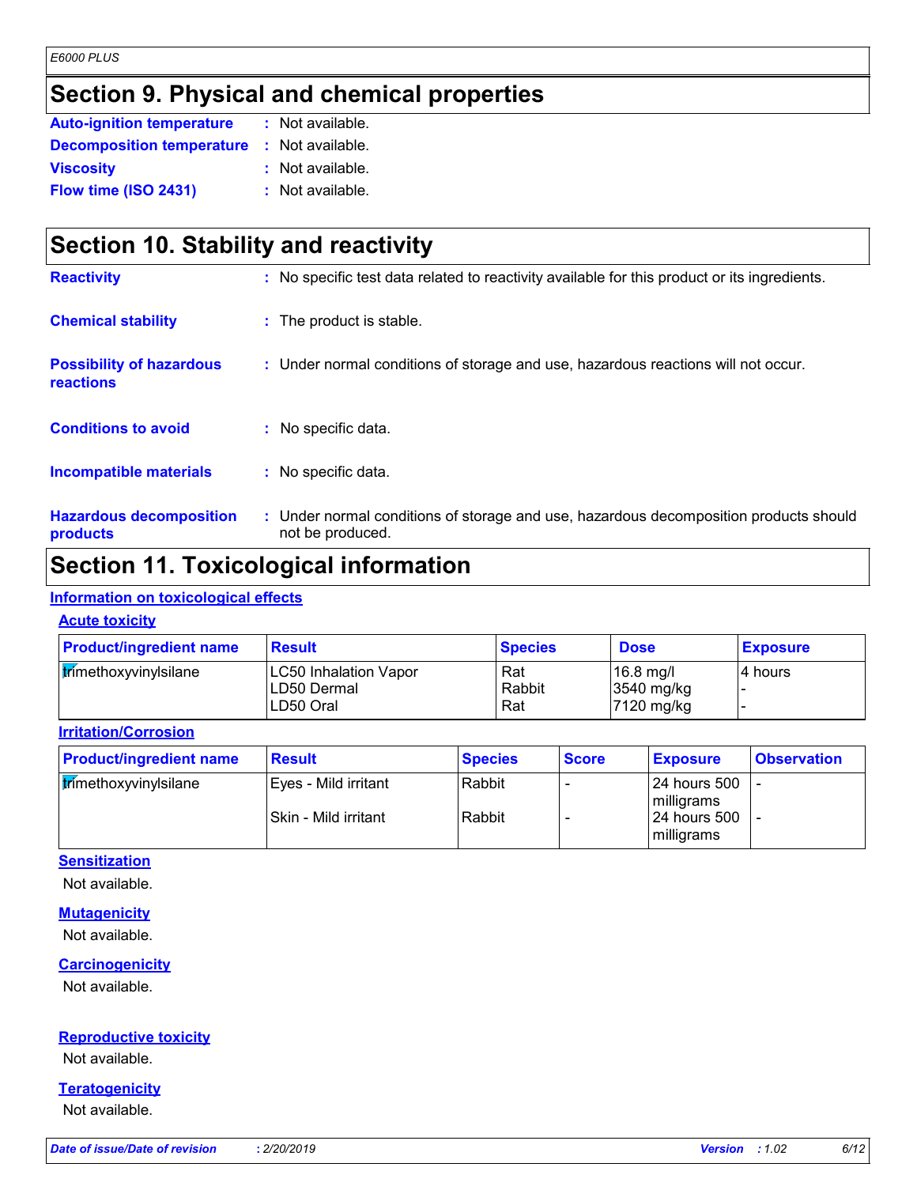## Section 9. Physical and chemical properties

**Auto-ignition temperature** : Not available.

**Decomposition temperature** : Not available.

**Viscosity** : Not available.

**Flow time (ISO 2431)** : Not available.

## Section 10. Stability and reactivity

**Reactivity** : No specific test data related to reactivity available for this product or its ingredients.

**Chemical stability** : The product is stable.

**Possibility of hazardous reactions** : Under normal conditions of storage and use, hazardous reactions will not occur.

**Conditions to avoid** : No specific data.

**Incompatible materials** : No specific data.

**Hazardous decomposition products** : Under normal conditions of storage and use, hazardous decomposition products should not be produced.

## Section 11. Toxicological information

### Information on toxicological effects

#### Acute toxicity

| Product/ingredient name | Result | Species | Dose | Exposure |
|---|---|---|---|---|
| trimethoxyvinylsilane | LC50 Inhalation Vapor<br>LD50 Dermal<br>LD50 Oral | Rat<br>Rabbit<br>Rat | 16.8 mg/l<br>3540 mg/kg<br>7120 mg/kg | 4 hours<br>-<br>- |

#### Irritation/Corrosion

| Product/ingredient name | Result | Species | Score | Exposure | Observation |
|---|---|---|---|---|---|
| trimethoxyvinylsilane | Eyes - Mild irritant | Rabbit | - | 24 hours 500 milligrams | - |
| | Skin - Mild irritant | Rabbit | - | 24 hours 500 milligrams | - |

#### Sensitization

Not available.

#### Mutagenicity

Not available.

#### Carcinogenicity

Not available.

#### Reproductive toxicity

Not available.

#### Teratogenicity

Not available.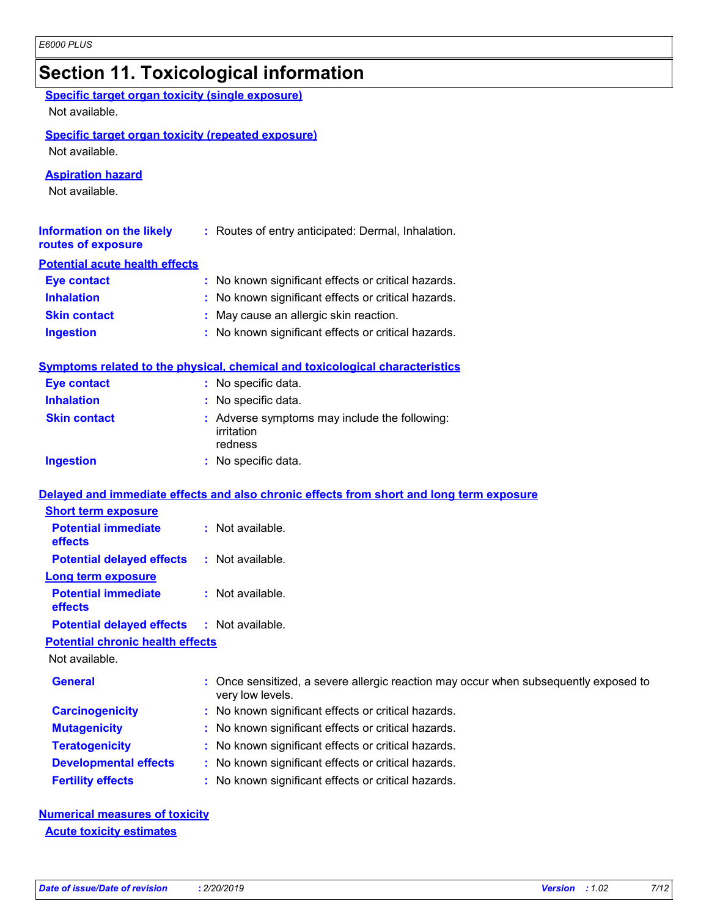## Section 11. Toxicological information

### Specific target organ toxicity (single exposure)

Not available.

### Specific target organ toxicity (repeated exposure)

Not available.

### Aspiration hazard

Not available.

**Information on the likely routes of exposure** : Routes of entry anticipated: Dermal, Inhalation.

### Potential acute health effects

| | |
|---|---|
| **Eye contact** | : No known significant effects or critical hazards. |
| **Inhalation** | : No known significant effects or critical hazards. |
| **Skin contact** | : May cause an allergic skin reaction. |
| **Ingestion** | : No known significant effects or critical hazards. |

### Symptoms related to the physical, chemical and toxicological characteristics

| | |
|---|---|
| **Eye contact** | : No specific data. |
| **Inhalation** | : No specific data. |
| **Skin contact** | : Adverse symptoms may include the following:<br>irritation<br>redness |
| **Ingestion** | : No specific data. |

### Delayed and immediate effects and also chronic effects from short and long term exposure

#### Short term exposure

| | |
|---|---|
| **Potential immediate effects** | : Not available. |
| **Potential delayed effects** | : Not available. |

#### Long term exposure

| | |
|---|---|
| **Potential immediate effects** | : Not available. |
| **Potential delayed effects** | : Not available. |

#### Potential chronic health effects

Not available.

| | |
|---|---|
| **General** | : Once sensitized, a severe allergic reaction may occur when subsequently exposed to very low levels. |
| **Carcinogenicity** | : No known significant effects or critical hazards. |
| **Mutagenicity** | : No known significant effects or critical hazards. |
| **Teratogenicity** | : No known significant effects or critical hazards. |
| **Developmental effects** | : No known significant effects or critical hazards. |
| **Fertility effects** | : No known significant effects or critical hazards. |

### Numerical measures of toxicity

#### Acute toxicity estimates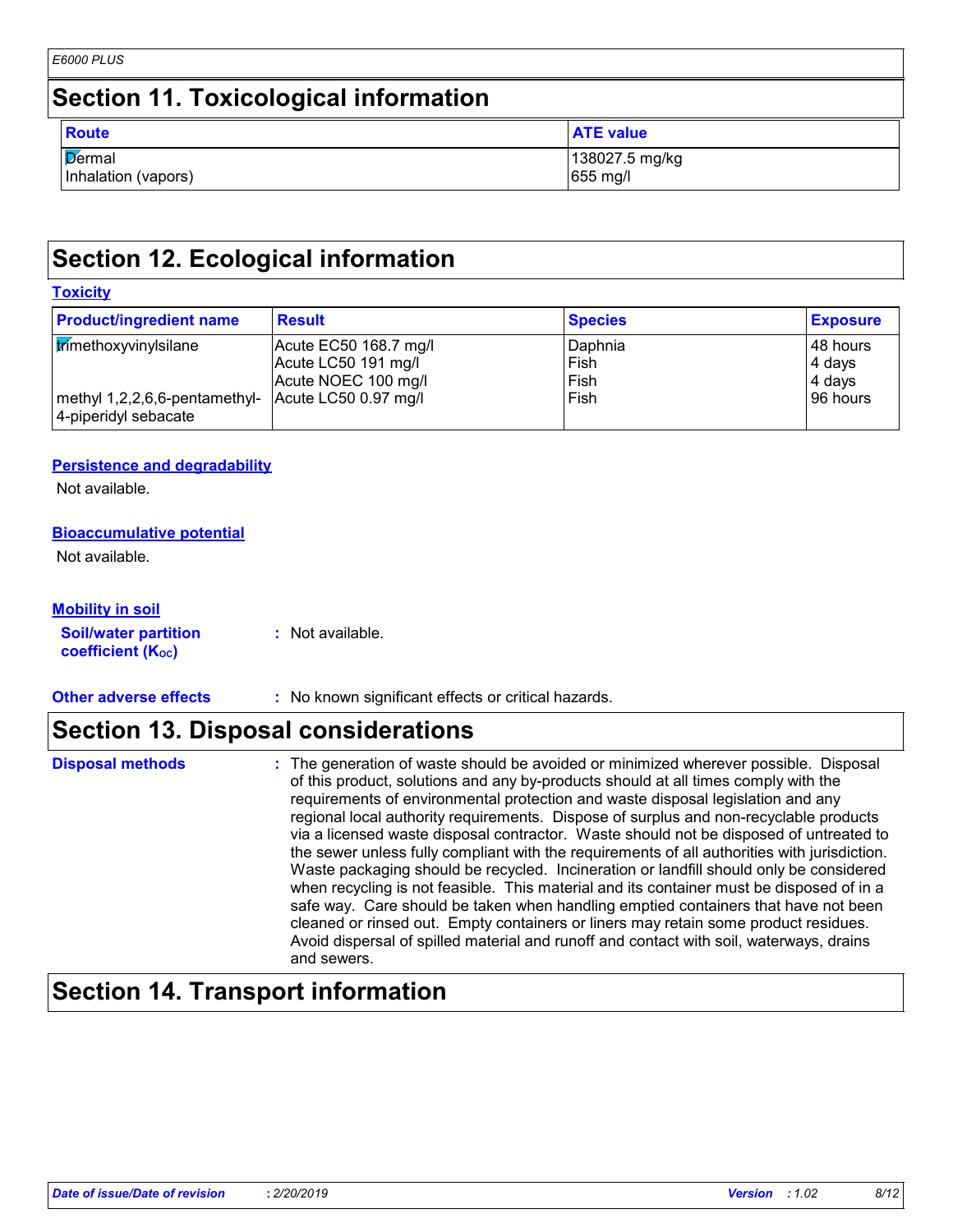## Section 11. Toxicological information

| Route | ATE value |
|---|---|
| Dermal | 138027.5 mg/kg |
| Inhalation (vapors) | 655 mg/l |

## Section 12. Ecological information

### Toxicity

| Product/ingredient name | Result | Species | Exposure |
|---|---|---|---|
| trimethoxyvinylsilane | Acute EC50 168.7 mg/l | Daphnia | 48 hours |
| | Acute LC50 191 mg/l | Fish | 4 days |
| | Acute NOEC 100 mg/l | Fish | 4 days |
| methyl 1,2,2,6,6-pentamethyl-4-piperidyl sebacate | Acute LC50 0.97 mg/l | Fish | 96 hours |

### Persistence and degradability

Not available.

### Bioaccumulative potential

Not available.

### Mobility in soil

**Soil/water partition coefficient ($K_{OC}$)** : Not available.

**Other adverse effects** : No known significant effects or critical hazards.

## Section 13. Disposal considerations

**Disposal methods** : The generation of waste should be avoided or minimized wherever possible. Disposal of this product, solutions and any by-products should at all times comply with the requirements of environmental protection and waste disposal legislation and any regional local authority requirements. Dispose of surplus and non-recyclable products via a licensed waste disposal contractor. Waste should not be disposed of untreated to the sewer unless fully compliant with the requirements of all authorities with jurisdiction. Waste packaging should be recycled. Incineration or landfill should only be considered when recycling is not feasible. This material and its container must be disposed of in a safe way. Care should be taken when handling emptied containers that have not been cleaned or rinsed out. Empty containers or liners may retain some product residues. Avoid dispersal of spilled material and runoff and contact with soil, waterways, drains and sewers.

## Section 14. Transport information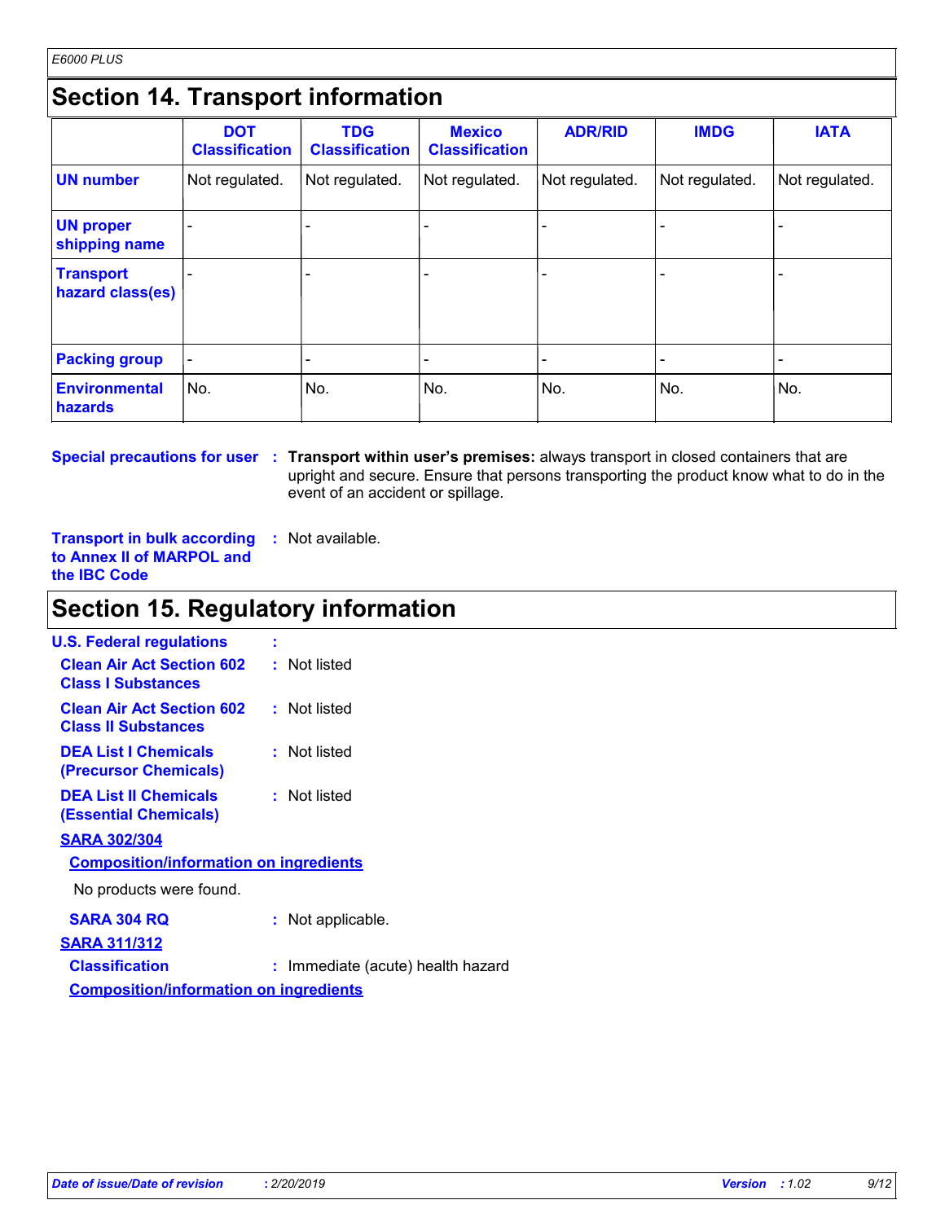## Section 14. Transport information

| | DOT Classification | TDG Classification | Mexico Classification | ADR/RID | IMDG | IATA |
|---|---|---|---|---|---|---|
| **UN number** | Not regulated. | Not regulated. | Not regulated. | Not regulated. | Not regulated. | Not regulated. |
| **UN proper shipping name** | - | - | - | - | - | - |
| **Transport hazard class(es)** | - | - | - | - | - | - |
| **Packing group** | - | - | - | - | - | - |
| **Environmental hazards** | No. | No. | No. | No. | No. | No. |

**Special precautions for user** : **Transport within user's premises:** always transport in closed containers that are upright and secure. Ensure that persons transporting the product know what to do in the event of an accident or spillage.

**Transport in bulk according to Annex II of MARPOL and the IBC Code** : Not available.

## Section 15. Regulatory information

**U.S. Federal regulations** :

**Clean Air Act Section 602 Class I Substances** : Not listed

**Clean Air Act Section 602 Class II Substances** : Not listed

**DEA List I Chemicals (Precursor Chemicals)** : Not listed

**DEA List II Chemicals (Essential Chemicals)** : Not listed

**SARA 302/304**

**Composition/information on ingredients**

No products were found.

**SARA 304 RQ** : Not applicable.

**SARA 311/312**

**Classification** : Immediate (acute) health hazard

**Composition/information on ingredients**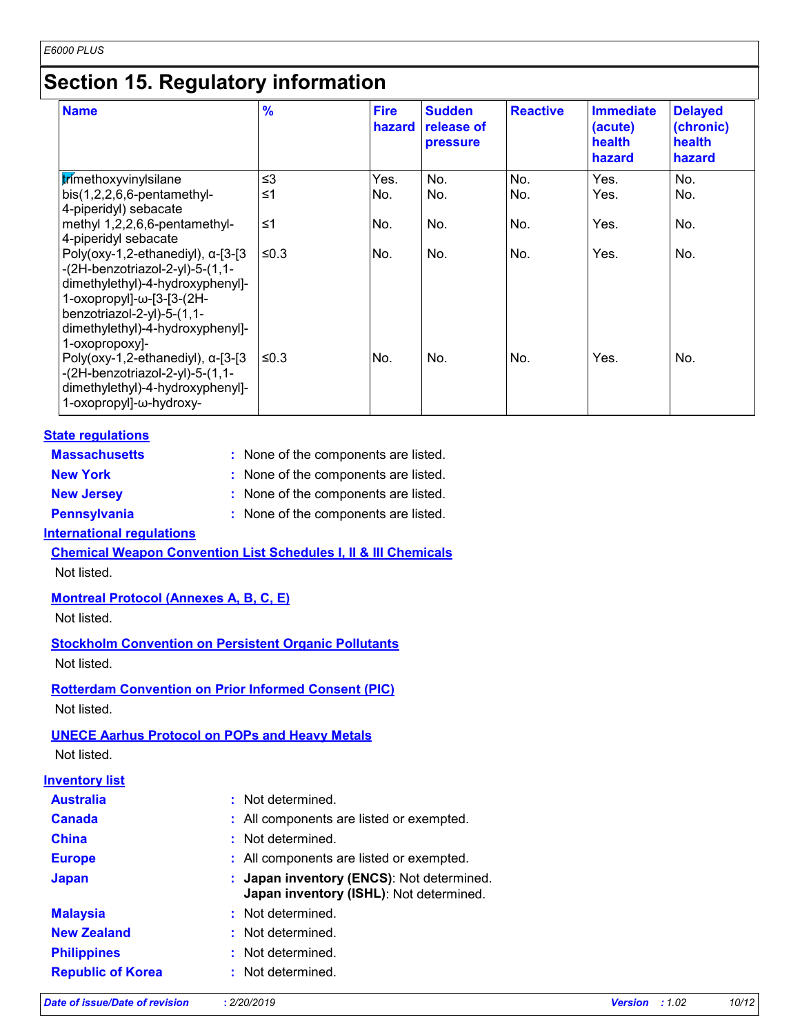# Section 15. Regulatory information

| Name | % | Fire hazard | Sudden release of pressure | Reactive | Immediate (acute) health hazard | Delayed (chronic) health hazard |
|---|---|---|---|---|---|---|
| trimethoxyvinylsilane | ≤3 | Yes. | No. | No. | Yes. | No. |
| bis(1,2,2,6,6-pentamethyl-4-piperidyl) sebacate | ≤1 | No. | No. | No. | Yes. | No. |
| methyl 1,2,2,6,6-pentamethyl-4-piperidyl sebacate | ≤1 | No. | No. | No. | Yes. | No. |
| Poly(oxy-1,2-ethanediyl), α-[3-[3-(2H-benzotriazol-2-yl)-5-(1,1-dimethylethyl)-4-hydroxyphenyl]-1-oxopropyl]-ω-[3-[3-(2H-benzotriazol-2-yl)-5-(1,1-dimethylethyl)-4-hydroxyphenyl]-1-oxopropoxy]- | ≤0.3 | No. | No. | No. | Yes. | No. |
| Poly(oxy-1,2-ethanediyl), α-[3-[3-(2H-benzotriazol-2-yl)-5-(1,1-dimethylethyl)-4-hydroxyphenyl]-1-oxopropyl]-ω-hydroxy- | ≤0.3 | No. | No. | No. | Yes. | No. |

## State regulations

**Massachusetts** : None of the components are listed.

**New York** : None of the components are listed.

**New Jersey** : None of the components are listed.

**Pennsylvania** : None of the components are listed.

## International regulations

### Chemical Weapon Convention List Schedules I, II & III Chemicals

Not listed.

### Montreal Protocol (Annexes A, B, C, E)

Not listed.

### Stockholm Convention on Persistent Organic Pollutants

Not listed.

### Rotterdam Convention on Prior Informed Consent (PIC)

Not listed.

### UNECE Aarhus Protocol on POPs and Heavy Metals

Not listed.

## Inventory list

**Australia** : Not determined.

**Canada** : All components are listed or exempted.

**China** : Not determined.

**Europe** : All components are listed or exempted.

**Japan** : **Japan inventory (ENCS)**: Not determined.
**Japan inventory (ISHL)**: Not determined.

**Malaysia** : Not determined.

**New Zealand** : Not determined.

**Philippines** : Not determined.

**Republic of Korea** : Not determined.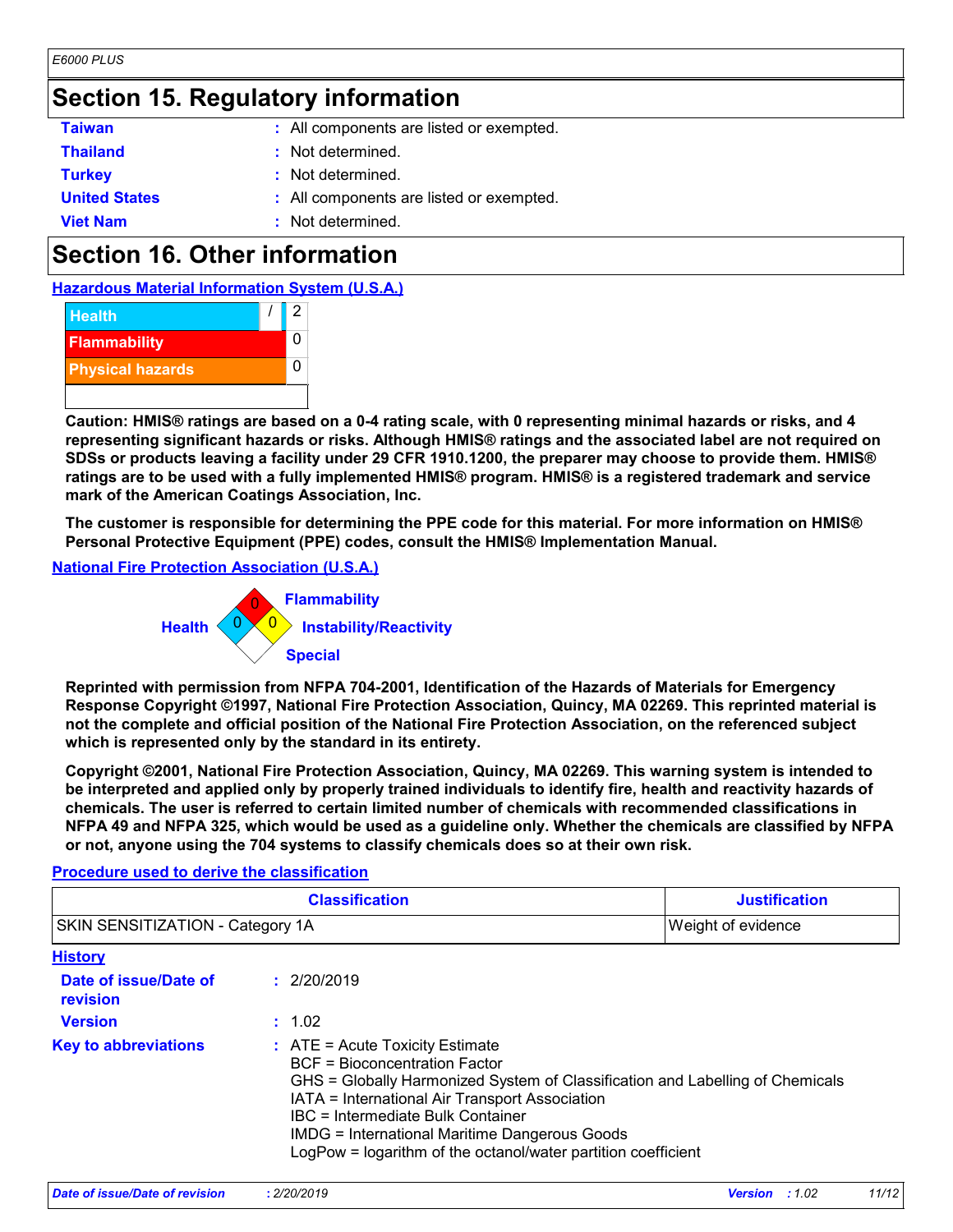# Section 15. Regulatory information

| | |
|---|---|
| **Taiwan** | : All components are listed or exempted. |
| **Thailand** | : Not determined. |
| **Turkey** | : Not determined. |
| **United States** | : All components are listed or exempted. |
| **Viet Nam** | : Not determined. |

# Section 16. Other information

**Hazardous Material Information System (U.S.A.)**

| | | |
|---|---|---|
| Health | / | 2 |
| Flammability | | 0 |
| Physical hazards | | 0 |

**Caution: HMIS® ratings are based on a 0-4 rating scale, with 0 representing minimal hazards or risks, and 4 representing significant hazards or risks. Although HMIS® ratings and the associated label are not required on SDSs or products leaving a facility under 29 CFR 1910.1200, the preparer may choose to provide them. HMIS® ratings are to be used with a fully implemented HMIS® program. HMIS® is a registered trademark and service mark of the American Coatings Association, Inc.**

**The customer is responsible for determining the PPE code for this material. For more information on HMIS® Personal Protective Equipment (PPE) codes, consult the HMIS® Implementation Manual.**

**National Fire Protection Association (U.S.A.)**

Flammability: 0
Health: 0
Instability/Reactivity: 0
Special:

**Reprinted with permission from NFPA 704-2001, Identification of the Hazards of Materials for Emergency Response Copyright ©1997, National Fire Protection Association, Quincy, MA 02269. This reprinted material is not the complete and official position of the National Fire Protection Association, on the referenced subject which is represented only by the standard in its entirety.**

**Copyright ©2001, National Fire Protection Association, Quincy, MA 02269. This warning system is intended to be interpreted and applied only by properly trained individuals to identify fire, health and reactivity hazards of chemicals. The user is referred to certain limited number of chemicals with recommended classifications in NFPA 49 and NFPA 325, which would be used as a guideline only. Whether the chemicals are classified by NFPA or not, anyone using the 704 systems to classify chemicals does so at their own risk.**

**Procedure used to derive the classification**

| Classification | Justification |
|---|---|
| SKIN SENSITIZATION - Category 1A | Weight of evidence |

**History**

| | |
|---|---|
| **Date of issue/Date of revision** | : 2/20/2019 |
| **Version** | : 1.02 |
| **Key to abbreviations** | : ATE = Acute Toxicity Estimate<br>BCF = Bioconcentration Factor<br>GHS = Globally Harmonized System of Classification and Labelling of Chemicals<br>IATA = International Air Transport Association<br>IBC = Intermediate Bulk Container<br>IMDG = International Maritime Dangerous Goods<br>LogPow = logarithm of the octanol/water partition coefficient |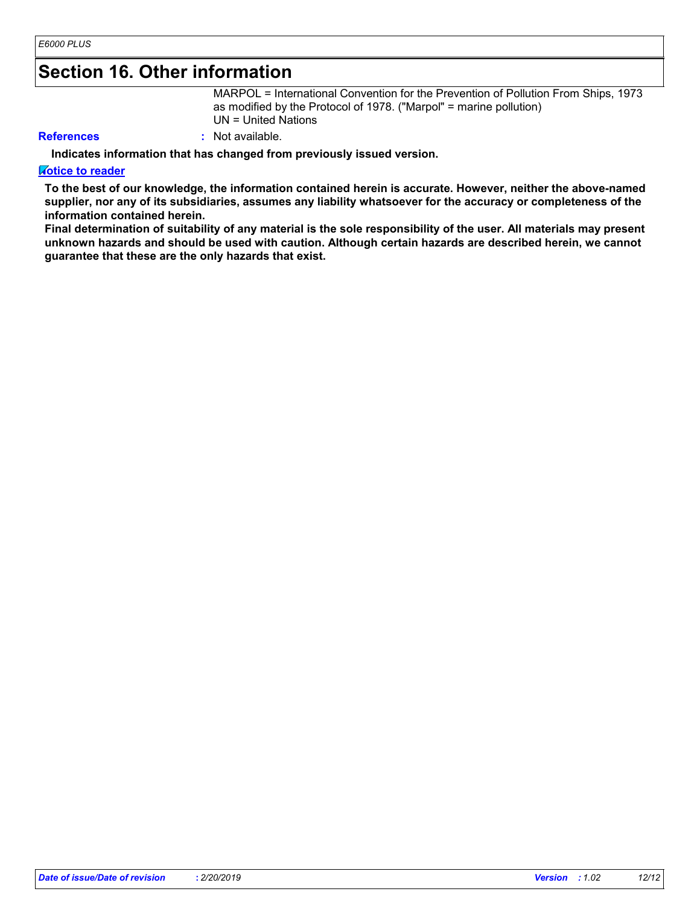## Section 16. Other information

MARPOL = International Convention for the Prevention of Pollution From Ships, 1973 as modified by the Protocol of 1978. ("Marpol" = marine pollution)
UN = United Nations

**References** : Not available.

**Indicates information that has changed from previously issued version.**

**Notice to reader**

**To the best of our knowledge, the information contained herein is accurate. However, neither the above-named supplier, nor any of its subsidiaries, assumes any liability whatsoever for the accuracy or completeness of the information contained herein.**
**Final determination of suitability of any material is the sole responsibility of the user. All materials may present unknown hazards and should be used with caution. Although certain hazards are described herein, we cannot guarantee that these are the only hazards that exist.**